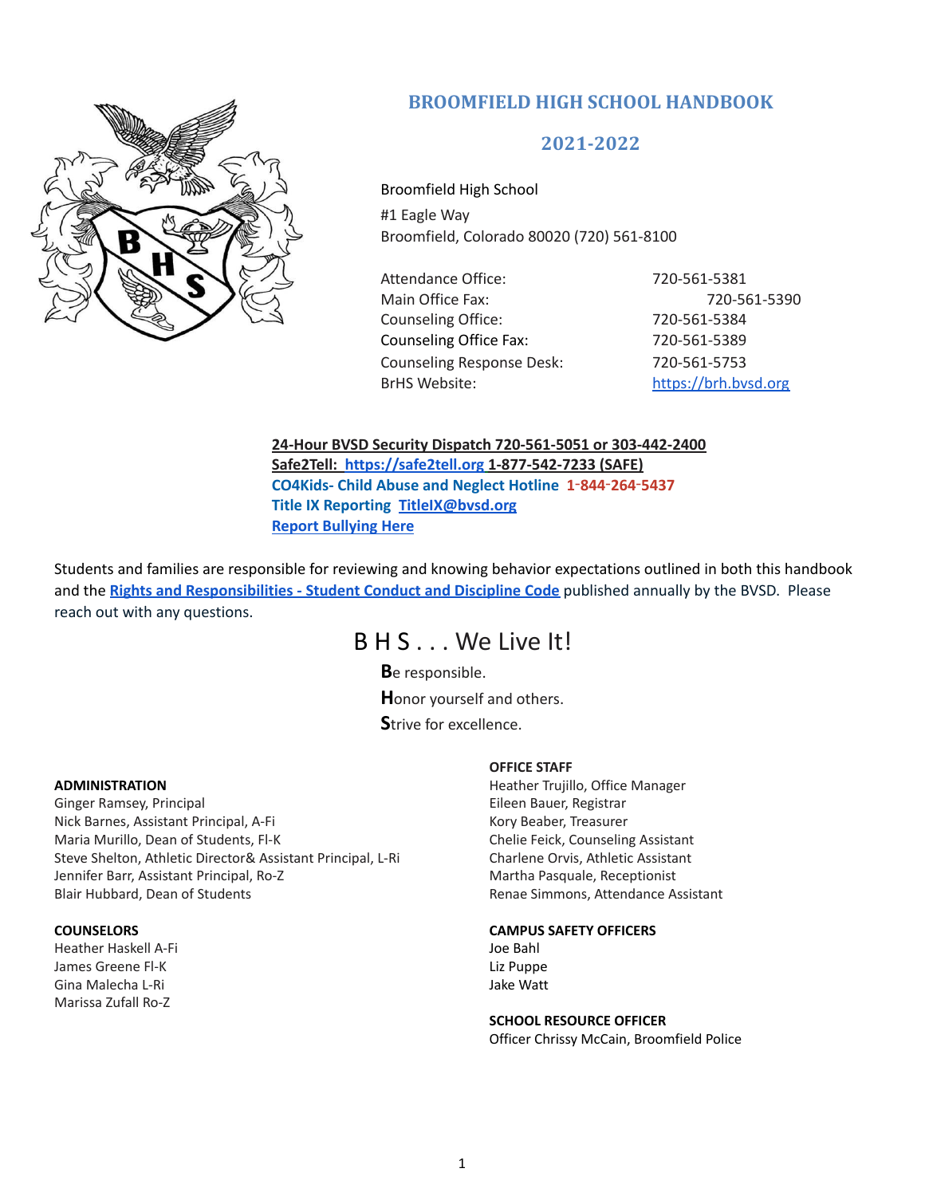# BROOMFIELD HIGH SCHOOL HANDBOOK

## 2021-2022

Broomfield High School
#1 Eagle Way
Broomfield, Colorado 80020 (720) 561-8100

| | |
|---|---|
| Attendance Office: | 720-561-5381 |
| Main Office Fax: | 720-561-5390 |
| Counseling Office: | 720-561-5384 |
| Counseling Office Fax: | 720-561-5389 |
| Counseling Response Desk: | 720-561-5753 |
| BrHS Website: | https://brh.bvsd.org |

**24-Hour BVSD Security Dispatch 720-561-5051 or 303-442-2400**
**Safe2Tell: https://safe2tell.org 1-877-542-7233 (SAFE)**
**CO4Kids- Child Abuse and Neglect Hotline 1-844-264-5437**
**Title IX Reporting TitleIX@bvsd.org**
**Report Bullying Here**

Students and families are responsible for reviewing and knowing behavior expectations outlined in both this handbook and the **Rights and Responsibilities - Student Conduct and Discipline Code** published annually by the BVSD. Please reach out with any questions.

## B H S . . . We Live It!

**B**e responsible.
**H**onor yourself and others.
**S**trive for excellence.

**ADMINISTRATION**
Ginger Ramsey, Principal
Nick Barnes, Assistant Principal, A-Fi
Maria Murillo, Dean of Students, Fl-K
Steve Shelton, Athletic Director& Assistant Principal, L-Ri
Jennifer Barr, Assistant Principal, Ro-Z
Blair Hubbard, Dean of Students

**COUNSELORS**
Heather Haskell A-Fi
James Greene Fl-K
Gina Malecha L-Ri
Marissa Zufall Ro-Z

**OFFICE STAFF**
Heather Trujillo, Office Manager
Eileen Bauer, Registrar
Kory Beaber, Treasurer
Chelie Feick, Counseling Assistant
Charlene Orvis, Athletic Assistant
Martha Pasquale, Receptionist
Renae Simmons, Attendance Assistant

**CAMPUS SAFETY OFFICERS**
Joe Bahl
Liz Puppe
Jake Watt

**SCHOOL RESOURCE OFFICER**
Officer Chrissy McCain, Broomfield Police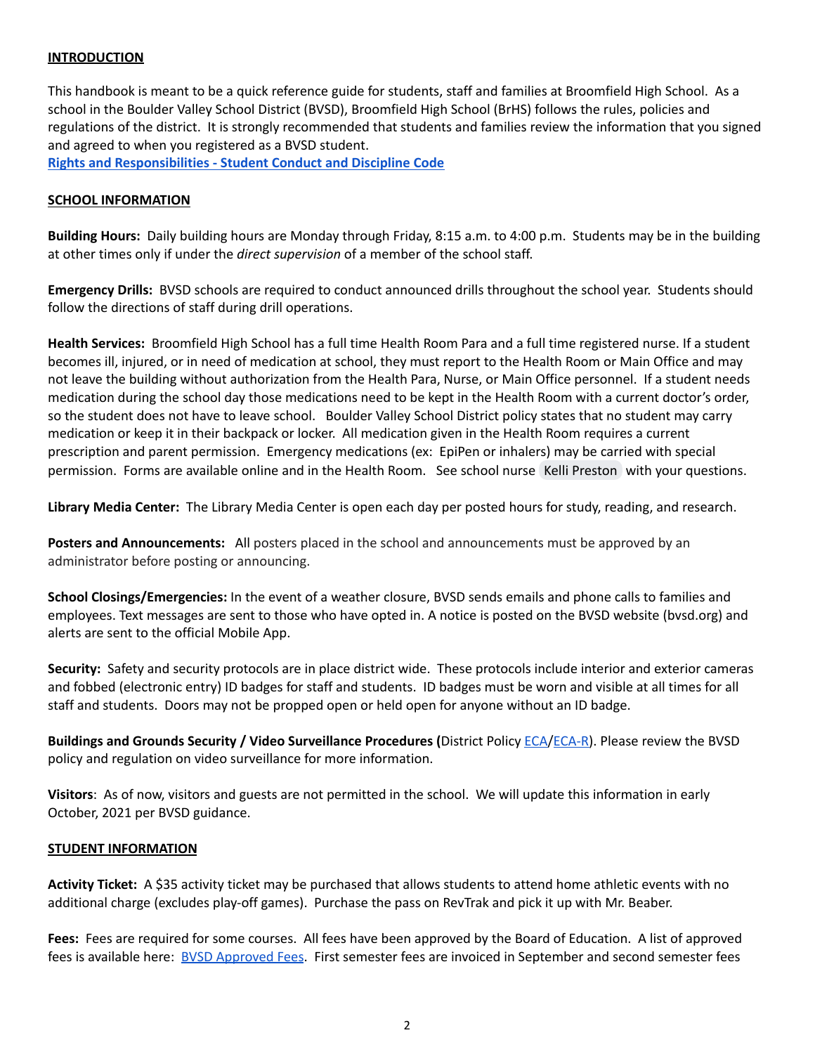**INTRODUCTION**

This handbook is meant to be a quick reference guide for students, staff and families at Broomfield High School. As a school in the Boulder Valley School District (BVSD), Broomfield High School (BrHS) follows the rules, policies and regulations of the district. It is strongly recommended that students and families review the information that you signed and agreed to when you registered as a BVSD student.
**Rights and Responsibilities - Student Conduct and Discipline Code**

**SCHOOL INFORMATION**

**Building Hours:** Daily building hours are Monday through Friday, 8:15 a.m. to 4:00 p.m. Students may be in the building at other times only if under the *direct supervision* of a member of the school staff.

**Emergency Drills:** BVSD schools are required to conduct announced drills throughout the school year. Students should follow the directions of staff during drill operations.

**Health Services:** Broomfield High School has a full time Health Room Para and a full time registered nurse. If a student becomes ill, injured, or in need of medication at school, they must report to the Health Room or Main Office and may not leave the building without authorization from the Health Para, Nurse, or Main Office personnel. If a student needs medication during the school day those medications need to be kept in the Health Room with a current doctor's order, so the student does not have to leave school. Boulder Valley School District policy states that no student may carry medication or keep it in their backpack or locker. All medication given in the Health Room requires a current prescription and parent permission. Emergency medications (ex: EpiPen or inhalers) may be carried with special permission. Forms are available online and in the Health Room. See school nurse Kelli Preston with your questions.

**Library Media Center:** The Library Media Center is open each day per posted hours for study, reading, and research.

**Posters and Announcements:** All posters placed in the school and announcements must be approved by an administrator before posting or announcing.

**School Closings/Emergencies:** In the event of a weather closure, BVSD sends emails and phone calls to families and employees. Text messages are sent to those who have opted in. A notice is posted on the BVSD website (bvsd.org) and alerts are sent to the official Mobile App.

**Security:** Safety and security protocols are in place district wide. These protocols include interior and exterior cameras and fobbed (electronic entry) ID badges for staff and students. ID badges must be worn and visible at all times for all staff and students. Doors may not be propped open or held open for anyone without an ID badge.

**Buildings and Grounds Security / Video Surveillance Procedures (**District Policy ECA/ECA-R). Please review the BVSD policy and regulation on video surveillance for more information.

**Visitors**: As of now, visitors and guests are not permitted in the school. We will update this information in early October, 2021 per BVSD guidance.

**STUDENT INFORMATION**

**Activity Ticket:** A $35 activity ticket may be purchased that allows students to attend home athletic events with no additional charge (excludes play-off games). Purchase the pass on RevTrak and pick it up with Mr. Beaber.

**Fees:** Fees are required for some courses. All fees have been approved by the Board of Education. A list of approved fees is available here: BVSD Approved Fees. First semester fees are invoiced in September and second semester fees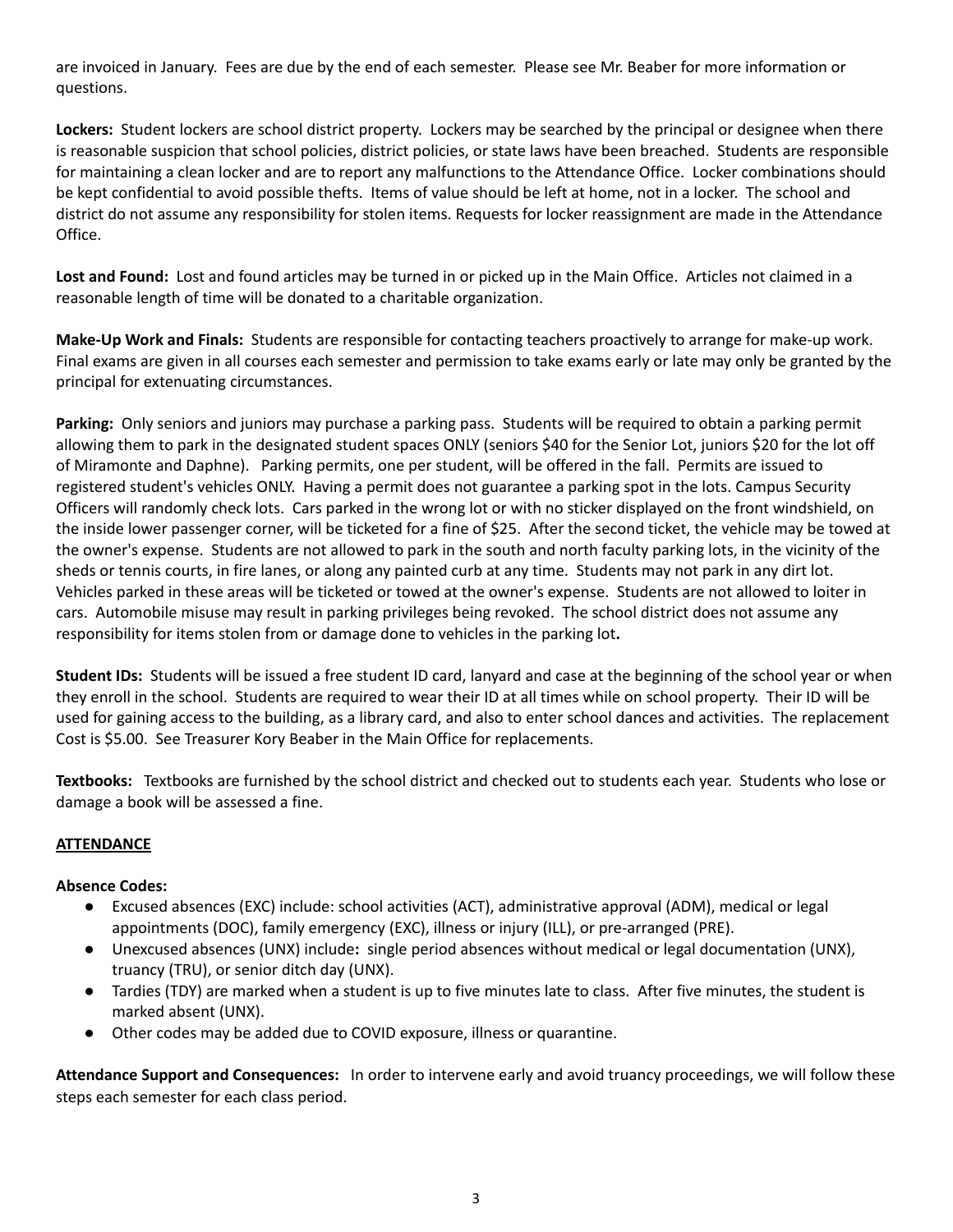are invoiced in January. Fees are due by the end of each semester. Please see Mr. Beaber for more information or questions.

**Lockers:** Student lockers are school district property. Lockers may be searched by the principal or designee when there is reasonable suspicion that school policies, district policies, or state laws have been breached. Students are responsible for maintaining a clean locker and are to report any malfunctions to the Attendance Office. Locker combinations should be kept confidential to avoid possible thefts. Items of value should be left at home, not in a locker. The school and district do not assume any responsibility for stolen items. Requests for locker reassignment are made in the Attendance Office.

**Lost and Found:** Lost and found articles may be turned in or picked up in the Main Office. Articles not claimed in a reasonable length of time will be donated to a charitable organization.

**Make-Up Work and Finals:** Students are responsible for contacting teachers proactively to arrange for make-up work. Final exams are given in all courses each semester and permission to take exams early or late may only be granted by the principal for extenuating circumstances.

**Parking:** Only seniors and juniors may purchase a parking pass. Students will be required to obtain a parking permit allowing them to park in the designated student spaces ONLY (seniors $40 for the Senior Lot, juniors $20 for the lot off of Miramonte and Daphne). Parking permits, one per student, will be offered in the fall. Permits are issued to registered student's vehicles ONLY. Having a permit does not guarantee a parking spot in the lots. Campus Security Officers will randomly check lots. Cars parked in the wrong lot or with no sticker displayed on the front windshield, on the inside lower passenger corner, will be ticketed for a fine of $25. After the second ticket, the vehicle may be towed at the owner's expense. Students are not allowed to park in the south and north faculty parking lots, in the vicinity of the sheds or tennis courts, in fire lanes, or along any painted curb at any time. Students may not park in any dirt lot. Vehicles parked in these areas will be ticketed or towed at the owner's expense. Students are not allowed to loiter in cars. Automobile misuse may result in parking privileges being revoked. The school district does not assume any responsibility for items stolen from or damage done to vehicles in the parking lot**.**

**Student IDs:** Students will be issued a free student ID card, lanyard and case at the beginning of the school year or when they enroll in the school. Students are required to wear their ID at all times while on school property. Their ID will be used for gaining access to the building, as a library card, and also to enter school dances and activities. The replacement Cost is $5.00. See Treasurer Kory Beaber in the Main Office for replacements.

**Textbooks:** Textbooks are furnished by the school district and checked out to students each year. Students who lose or damage a book will be assessed a fine.

## ATTENDANCE

**Absence Codes:**

- Excused absences (EXC) include: school activities (ACT), administrative approval (ADM), medical or legal appointments (DOC), family emergency (EXC), illness or injury (ILL), or pre-arranged (PRE).
- Unexcused absences (UNX) include**:** single period absences without medical or legal documentation (UNX), truancy (TRU), or senior ditch day (UNX).
- Tardies (TDY) are marked when a student is up to five minutes late to class. After five minutes, the student is marked absent (UNX).
- Other codes may be added due to COVID exposure, illness or quarantine.

**Attendance Support and Consequences:** In order to intervene early and avoid truancy proceedings, we will follow these steps each semester for each class period.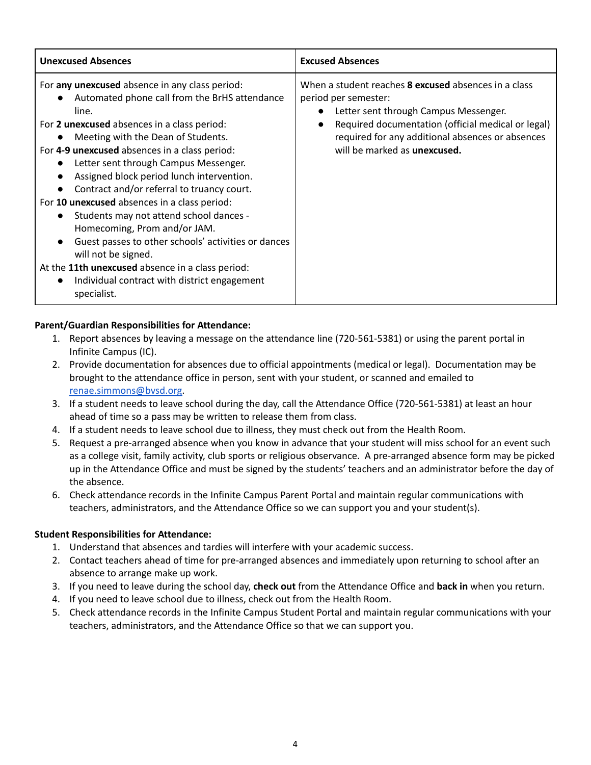| **Unexcused Absences** | **Excused Absences** |
| --- | --- |
| For **any unexcused** absence in any class period:<br>• Automated phone call from the BrHS attendance line.<br>For **2 unexcused** absences in a class period:<br>• Meeting with the Dean of Students.<br>For **4-9 unexcused** absences in a class period:<br>• Letter sent through Campus Messenger.<br>• Assigned block period lunch intervention.<br>• Contract and/or referral to truancy court.<br>For **10 unexcused** absences in a class period:<br>• Students may not attend school dances - Homecoming, Prom and/or JAM.<br>• Guest passes to other schools' activities or dances will not be signed.<br>At the **11th unexcused** absence in a class period:<br>• Individual contract with district engagement specialist. | When a student reaches **8 excused** absences in a class period per semester:<br>• Letter sent through Campus Messenger.<br>• Required documentation (official medical or legal) required for any additional absences or absences will be marked as **unexcused.** |

**Parent/Guardian Responsibilities for Attendance:**

1. Report absences by leaving a message on the attendance line (720-561-5381) or using the parent portal in Infinite Campus (IC).
2. Provide documentation for absences due to official appointments (medical or legal). Documentation may be brought to the attendance office in person, sent with your student, or scanned and emailed to renae.simmons@bvsd.org.
3. If a student needs to leave school during the day, call the Attendance Office (720-561-5381) at least an hour ahead of time so a pass may be written to release them from class.
4. If a student needs to leave school due to illness, they must check out from the Health Room.
5. Request a pre-arranged absence when you know in advance that your student will miss school for an event such as a college visit, family activity, club sports or religious observance. A pre-arranged absence form may be picked up in the Attendance Office and must be signed by the students' teachers and an administrator before the day of the absence.
6. Check attendance records in the Infinite Campus Parent Portal and maintain regular communications with teachers, administrators, and the Attendance Office so we can support you and your student(s).

**Student Responsibilities for Attendance:**

1. Understand that absences and tardies will interfere with your academic success.
2. Contact teachers ahead of time for pre-arranged absences and immediately upon returning to school after an absence to arrange make up work.
3. If you need to leave during the school day, **check out** from the Attendance Office and **back in** when you return.
4. If you need to leave school due to illness, check out from the Health Room.
5. Check attendance records in the Infinite Campus Student Portal and maintain regular communications with your teachers, administrators, and the Attendance Office so that we can support you.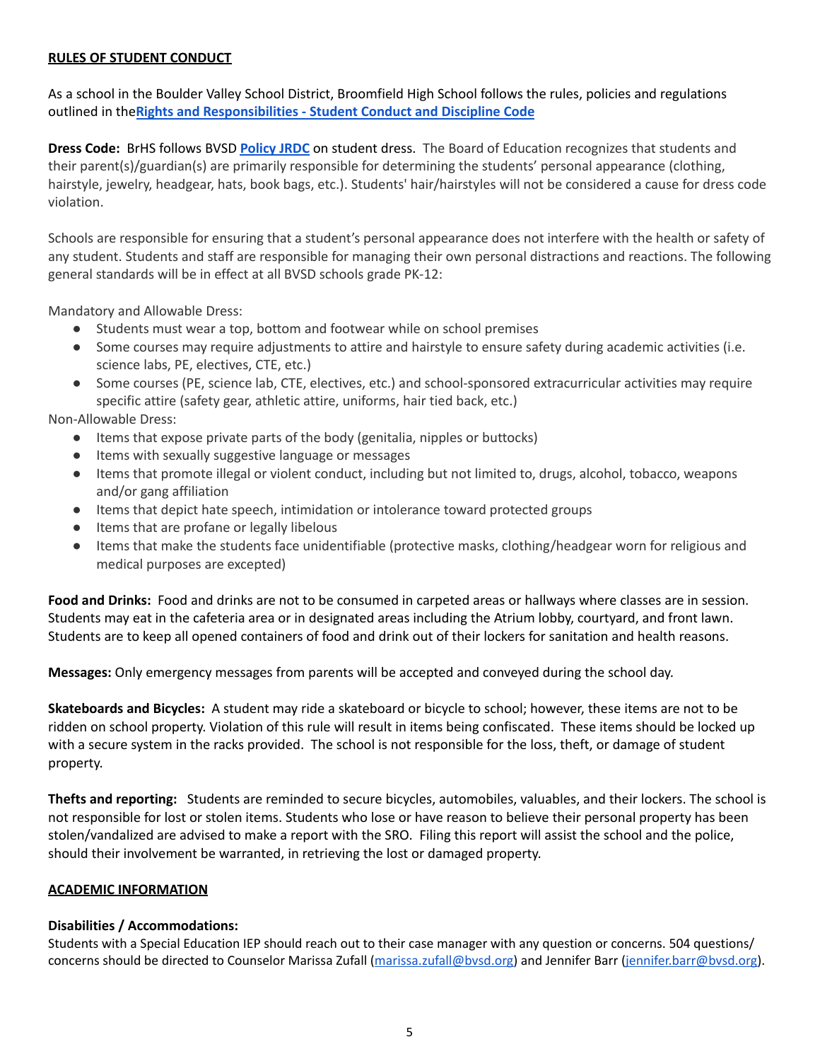## RULES OF STUDENT CONDUCT

As a school in the Boulder Valley School District, Broomfield High School follows the rules, policies and regulations outlined in the**Rights and Responsibilities - Student Conduct and Discipline Code**

**Dress Code:** BrHS follows BVSD **Policy JRDC** on student dress. The Board of Education recognizes that students and their parent(s)/guardian(s) are primarily responsible for determining the students' personal appearance (clothing, hairstyle, jewelry, headgear, hats, book bags, etc.). Students' hair/hairstyles will not be considered a cause for dress code violation.

Schools are responsible for ensuring that a student's personal appearance does not interfere with the health or safety of any student. Students and staff are responsible for managing their own personal distractions and reactions. The following general standards will be in effect at all BVSD schools grade PK-12:

Mandatory and Allowable Dress:

- Students must wear a top, bottom and footwear while on school premises
- Some courses may require adjustments to attire and hairstyle to ensure safety during academic activities (i.e. science labs, PE, electives, CTE, etc.)
- Some courses (PE, science lab, CTE, electives, etc.) and school-sponsored extracurricular activities may require specific attire (safety gear, athletic attire, uniforms, hair tied back, etc.)

Non-Allowable Dress:

- Items that expose private parts of the body (genitalia, nipples or buttocks)
- Items with sexually suggestive language or messages
- Items that promote illegal or violent conduct, including but not limited to, drugs, alcohol, tobacco, weapons and/or gang affiliation
- Items that depict hate speech, intimidation or intolerance toward protected groups
- Items that are profane or legally libelous
- Items that make the students face unidentifiable (protective masks, clothing/headgear worn for religious and medical purposes are excepted)

**Food and Drinks:** Food and drinks are not to be consumed in carpeted areas or hallways where classes are in session. Students may eat in the cafeteria area or in designated areas including the Atrium lobby, courtyard, and front lawn. Students are to keep all opened containers of food and drink out of their lockers for sanitation and health reasons.

**Messages:** Only emergency messages from parents will be accepted and conveyed during the school day.

**Skateboards and Bicycles:** A student may ride a skateboard or bicycle to school; however, these items are not to be ridden on school property. Violation of this rule will result in items being confiscated. These items should be locked up with a secure system in the racks provided. The school is not responsible for the loss, theft, or damage of student property.

**Thefts and reporting:** Students are reminded to secure bicycles, automobiles, valuables, and their lockers. The school is not responsible for lost or stolen items. Students who lose or have reason to believe their personal property has been stolen/vandalized are advised to make a report with the SRO. Filing this report will assist the school and the police, should their involvement be warranted, in retrieving the lost or damaged property.

## ACADEMIC INFORMATION

**Disabilities / Accommodations:**
Students with a Special Education IEP should reach out to their case manager with any question or concerns. 504 questions/ concerns should be directed to Counselor Marissa Zufall (marissa.zufall@bvsd.org) and Jennifer Barr (jennifer.barr@bvsd.org).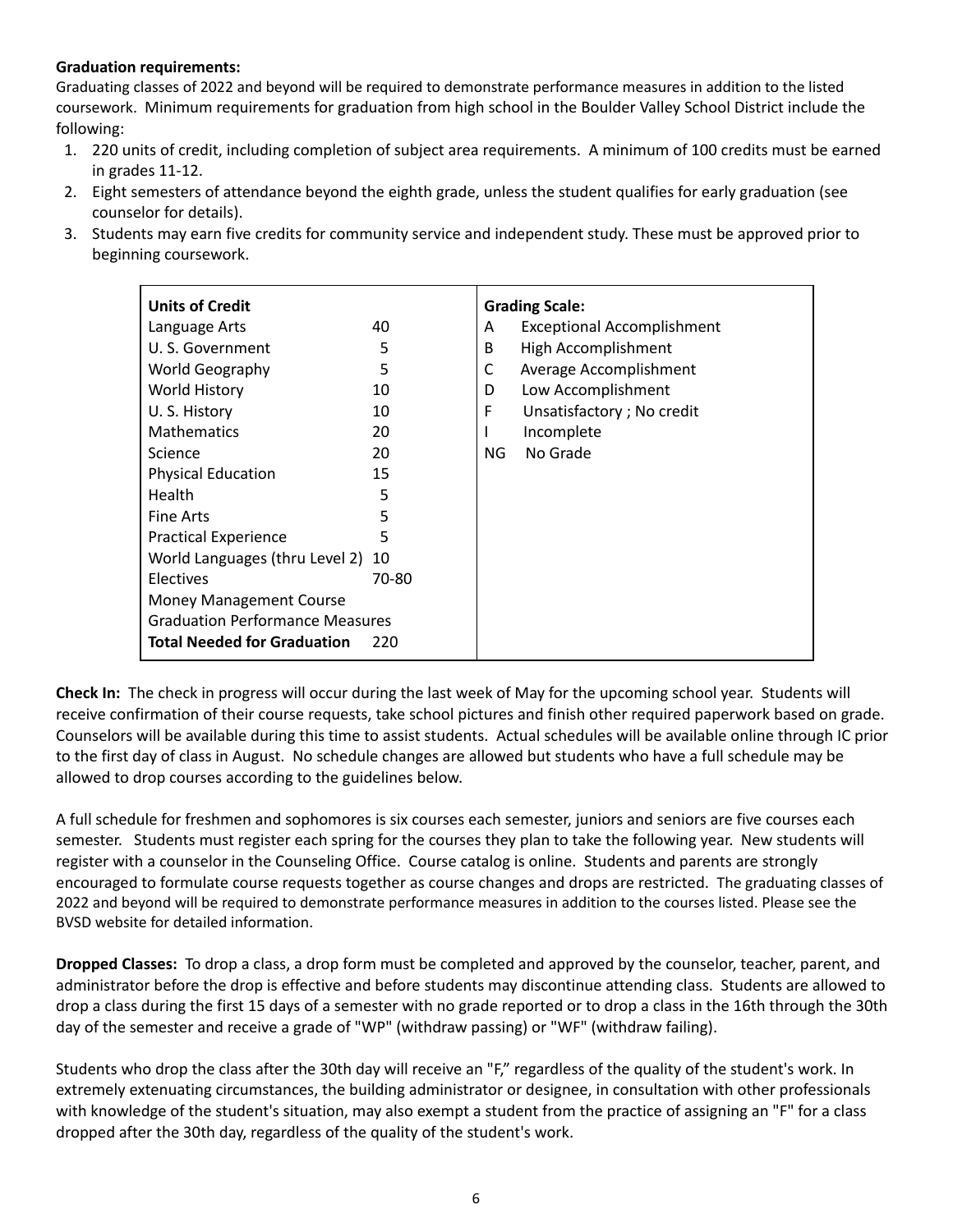**Graduation requirements:**

Graduating classes of 2022 and beyond will be required to demonstrate performance measures in addition to the listed coursework. Minimum requirements for graduation from high school in the Boulder Valley School District include the following:

1. 220 units of credit, including completion of subject area requirements. A minimum of 100 credits must be earned in grades 11-12.
2. Eight semesters of attendance beyond the eighth grade, unless the student qualifies for early graduation (see counselor for details).
3. Students may earn five credits for community service and independent study. These must be approved prior to beginning coursework.

| **Units of Credit** | |
|---|---|
| Language Arts | 40 |
| U. S. Government | 5 |
| World Geography | 5 |
| World History | 10 |
| U. S. History | 10 |
| Mathematics | 20 |
| Science | 20 |
| Physical Education | 15 |
| Health | 5 |
| Fine Arts | 5 |
| Practical Experience | 5 |
| World Languages (thru Level 2) | 10 |
| Electives | 70-80 |
| Money Management Course | |
| Graduation Performance Measures | |
| **Total Needed for Graduation** | 220 |

| **Grading Scale:** | |
|---|---|
| A | Exceptional Accomplishment |
| B | High Accomplishment |
| C | Average Accomplishment |
| D | Low Accomplishment |
| F | Unsatisfactory ; No credit |
| I | Incomplete |
| NG | No Grade |

**Check In:** The check in progress will occur during the last week of May for the upcoming school year. Students will receive confirmation of their course requests, take school pictures and finish other required paperwork based on grade. Counselors will be available during this time to assist students. Actual schedules will be available online through IC prior to the first day of class in August. No schedule changes are allowed but students who have a full schedule may be allowed to drop courses according to the guidelines below.

A full schedule for freshmen and sophomores is six courses each semester, juniors and seniors are five courses each semester. Students must register each spring for the courses they plan to take the following year. New students will register with a counselor in the Counseling Office. Course catalog is online. Students and parents are strongly encouraged to formulate course requests together as course changes and drops are restricted. The graduating classes of 2022 and beyond will be required to demonstrate performance measures in addition to the courses listed. Please see the BVSD website for detailed information.

**Dropped Classes:** To drop a class, a drop form must be completed and approved by the counselor, teacher, parent, and administrator before the drop is effective and before students may discontinue attending class. Students are allowed to drop a class during the first 15 days of a semester with no grade reported or to drop a class in the 16th through the 30th day of the semester and receive a grade of "WP" (withdraw passing) or "WF" (withdraw failing).

Students who drop the class after the 30th day will receive an "F," regardless of the quality of the student's work. In extremely extenuating circumstances, the building administrator or designee, in consultation with other professionals with knowledge of the student's situation, may also exempt a student from the practice of assigning an "F" for a class dropped after the 30th day, regardless of the quality of the student's work.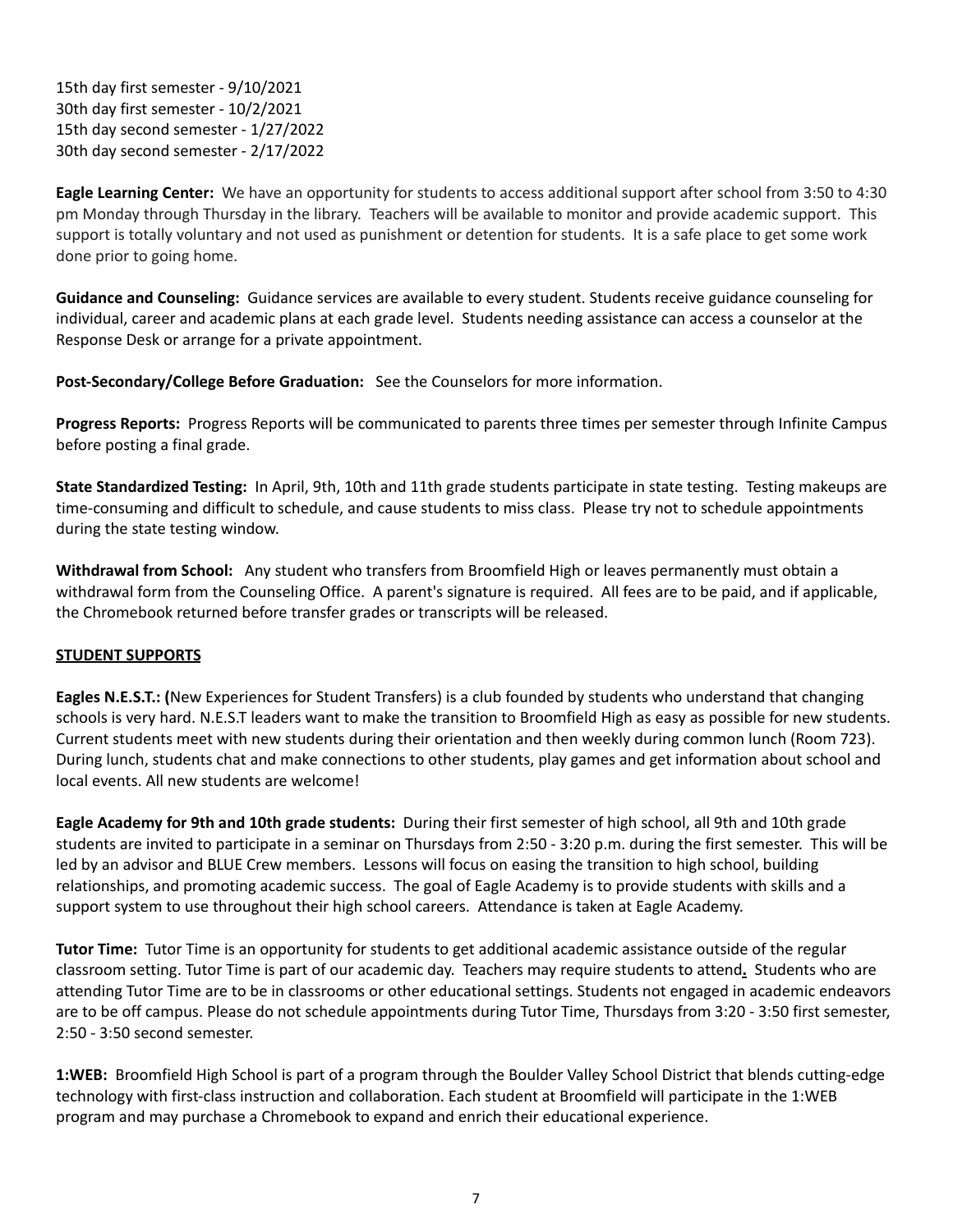15th day first semester - 9/10/2021
30th day first semester - 10/2/2021
15th day second semester - 1/27/2022
30th day second semester - 2/17/2022

**Eagle Learning Center:** We have an opportunity for students to access additional support after school from 3:50 to 4:30 pm Monday through Thursday in the library. Teachers will be available to monitor and provide academic support. This support is totally voluntary and not used as punishment or detention for students. It is a safe place to get some work done prior to going home.

**Guidance and Counseling:** Guidance services are available to every student. Students receive guidance counseling for individual, career and academic plans at each grade level. Students needing assistance can access a counselor at the Response Desk or arrange for a private appointment.

**Post-Secondary/College Before Graduation:** See the Counselors for more information.

**Progress Reports:** Progress Reports will be communicated to parents three times per semester through Infinite Campus before posting a final grade.

**State Standardized Testing:** In April, 9th, 10th and 11th grade students participate in state testing. Testing makeups are time-consuming and difficult to schedule, and cause students to miss class. Please try not to schedule appointments during the state testing window.

**Withdrawal from School:** Any student who transfers from Broomfield High or leaves permanently must obtain a withdrawal form from the Counseling Office. A parent's signature is required. All fees are to be paid, and if applicable, the Chromebook returned before transfer grades or transcripts will be released.

## STUDENT SUPPORTS

**Eagles N.E.S.T.: (**New Experiences for Student Transfers) is a club founded by students who understand that changing schools is very hard. N.E.S.T leaders want to make the transition to Broomfield High as easy as possible for new students. Current students meet with new students during their orientation and then weekly during common lunch (Room 723). During lunch, students chat and make connections to other students, play games and get information about school and local events. All new students are welcome!

**Eagle Academy for 9th and 10th grade students:** During their first semester of high school, all 9th and 10th grade students are invited to participate in a seminar on Thursdays from 2:50 - 3:20 p.m. during the first semester. This will be led by an advisor and BLUE Crew members. Lessons will focus on easing the transition to high school, building relationships, and promoting academic success. The goal of Eagle Academy is to provide students with skills and a support system to use throughout their high school careers. Attendance is taken at Eagle Academy.

**Tutor Time:** Tutor Time is an opportunity for students to get additional academic assistance outside of the regular classroom setting. Tutor Time is part of our academic day. Teachers may require students to attend**.** Students who are attending Tutor Time are to be in classrooms or other educational settings. Students not engaged in academic endeavors are to be off campus. Please do not schedule appointments during Tutor Time, Thursdays from 3:20 - 3:50 first semester, 2:50 - 3:50 second semester.

**1:WEB:** Broomfield High School is part of a program through the Boulder Valley School District that blends cutting-edge technology with first-class instruction and collaboration. Each student at Broomfield will participate in the 1:WEB program and may purchase a Chromebook to expand and enrich their educational experience.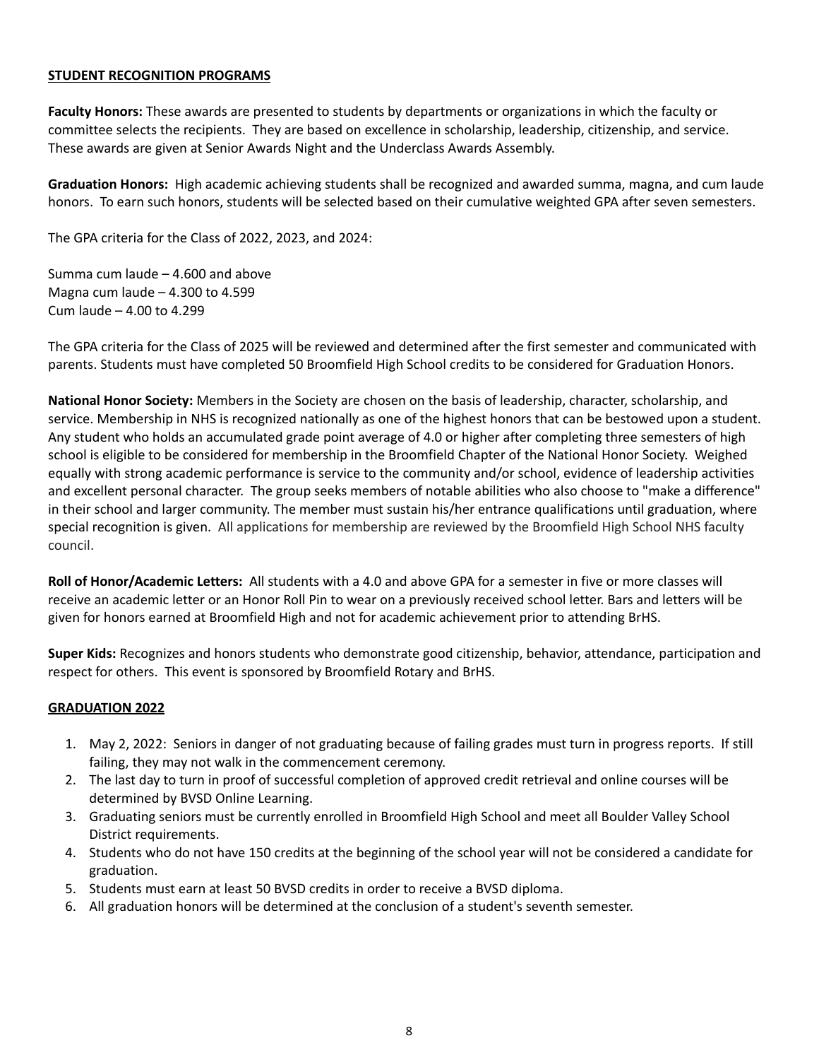## STUDENT RECOGNITION PROGRAMS

**Faculty Honors:** These awards are presented to students by departments or organizations in which the faculty or committee selects the recipients. They are based on excellence in scholarship, leadership, citizenship, and service. These awards are given at Senior Awards Night and the Underclass Awards Assembly.

**Graduation Honors:** High academic achieving students shall be recognized and awarded summa, magna, and cum laude honors. To earn such honors, students will be selected based on their cumulative weighted GPA after seven semesters.

The GPA criteria for the Class of 2022, 2023, and 2024:

Summa cum laude – 4.600 and above
Magna cum laude – 4.300 to 4.599
Cum laude – 4.00 to 4.299

The GPA criteria for the Class of 2025 will be reviewed and determined after the first semester and communicated with parents. Students must have completed 50 Broomfield High School credits to be considered for Graduation Honors.

**National Honor Society:** Members in the Society are chosen on the basis of leadership, character, scholarship, and service. Membership in NHS is recognized nationally as one of the highest honors that can be bestowed upon a student. Any student who holds an accumulated grade point average of 4.0 or higher after completing three semesters of high school is eligible to be considered for membership in the Broomfield Chapter of the National Honor Society. Weighed equally with strong academic performance is service to the community and/or school, evidence of leadership activities and excellent personal character. The group seeks members of notable abilities who also choose to "make a difference" in their school and larger community. The member must sustain his/her entrance qualifications until graduation, where special recognition is given. All applications for membership are reviewed by the Broomfield High School NHS faculty council.

**Roll of Honor/Academic Letters:** All students with a 4.0 and above GPA for a semester in five or more classes will receive an academic letter or an Honor Roll Pin to wear on a previously received school letter. Bars and letters will be given for honors earned at Broomfield High and not for academic achievement prior to attending BrHS.

**Super Kids:** Recognizes and honors students who demonstrate good citizenship, behavior, attendance, participation and respect for others. This event is sponsored by Broomfield Rotary and BrHS.

## GRADUATION 2022

1. May 2, 2022: Seniors in danger of not graduating because of failing grades must turn in progress reports. If still failing, they may not walk in the commencement ceremony.
2. The last day to turn in proof of successful completion of approved credit retrieval and online courses will be determined by BVSD Online Learning.
3. Graduating seniors must be currently enrolled in Broomfield High School and meet all Boulder Valley School District requirements.
4. Students who do not have 150 credits at the beginning of the school year will not be considered a candidate for graduation.
5. Students must earn at least 50 BVSD credits in order to receive a BVSD diploma.
6. All graduation honors will be determined at the conclusion of a student's seventh semester.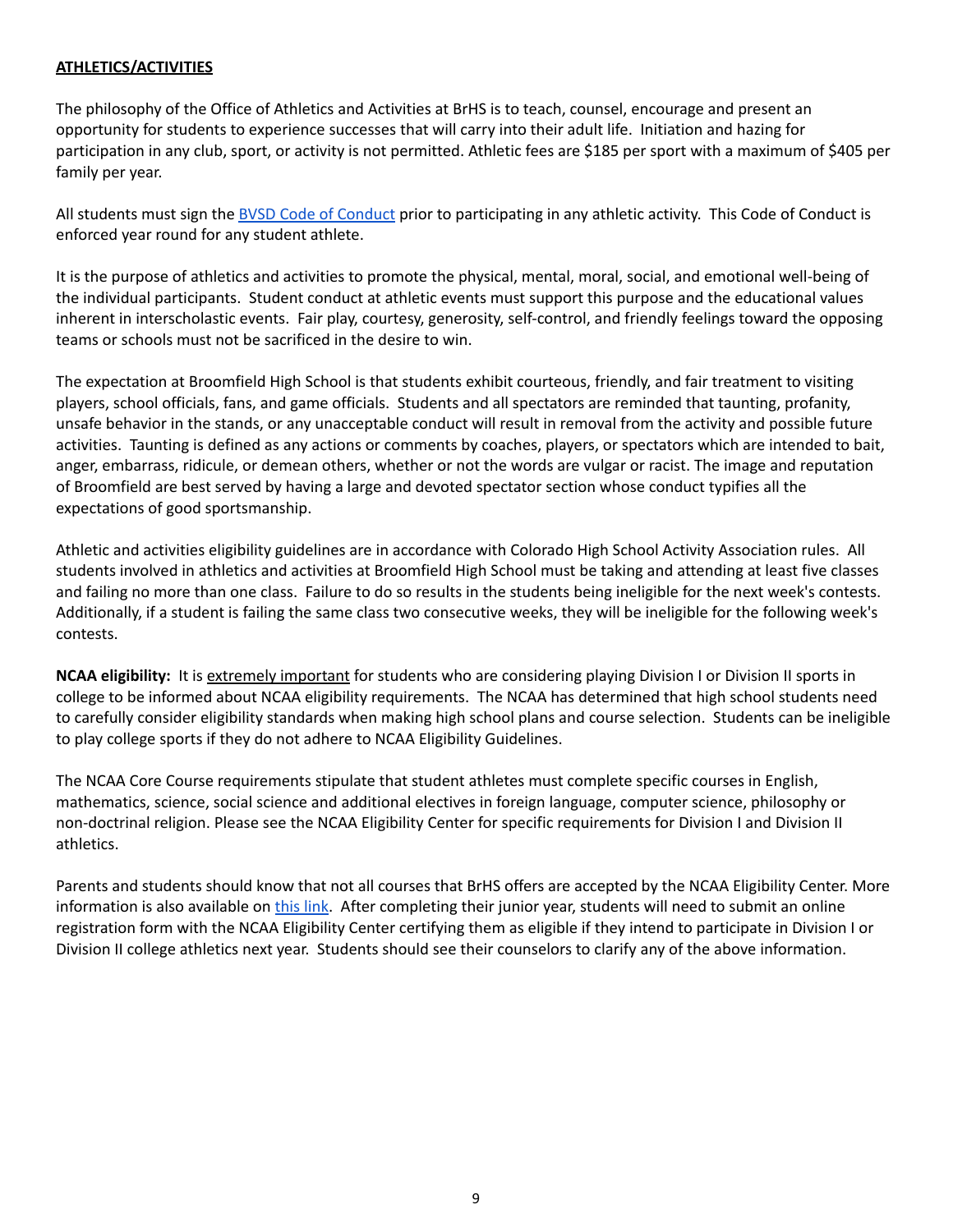## ATHLETICS/ACTIVITIES

The philosophy of the Office of Athletics and Activities at BrHS is to teach, counsel, encourage and present an opportunity for students to experience successes that will carry into their adult life. Initiation and hazing for participation in any club, sport, or activity is not permitted. Athletic fees are $185 per sport with a maximum of $405 per family per year.

All students must sign the BVSD Code of Conduct prior to participating in any athletic activity. This Code of Conduct is enforced year round for any student athlete.

It is the purpose of athletics and activities to promote the physical, mental, moral, social, and emotional well-being of the individual participants. Student conduct at athletic events must support this purpose and the educational values inherent in interscholastic events. Fair play, courtesy, generosity, self-control, and friendly feelings toward the opposing teams or schools must not be sacrificed in the desire to win.

The expectation at Broomfield High School is that students exhibit courteous, friendly, and fair treatment to visiting players, school officials, fans, and game officials. Students and all spectators are reminded that taunting, profanity, unsafe behavior in the stands, or any unacceptable conduct will result in removal from the activity and possible future activities. Taunting is defined as any actions or comments by coaches, players, or spectators which are intended to bait, anger, embarrass, ridicule, or demean others, whether or not the words are vulgar or racist. The image and reputation of Broomfield are best served by having a large and devoted spectator section whose conduct typifies all the expectations of good sportsmanship.

Athletic and activities eligibility guidelines are in accordance with Colorado High School Activity Association rules. All students involved in athletics and activities at Broomfield High School must be taking and attending at least five classes and failing no more than one class. Failure to do so results in the students being ineligible for the next week's contests. Additionally, if a student is failing the same class two consecutive weeks, they will be ineligible for the following week's contests.

**NCAA eligibility:** It is extremely important for students who are considering playing Division I or Division II sports in college to be informed about NCAA eligibility requirements. The NCAA has determined that high school students need to carefully consider eligibility standards when making high school plans and course selection. Students can be ineligible to play college sports if they do not adhere to NCAA Eligibility Guidelines.

The NCAA Core Course requirements stipulate that student athletes must complete specific courses in English, mathematics, science, social science and additional electives in foreign language, computer science, philosophy or non-doctrinal religion. Please see the NCAA Eligibility Center for specific requirements for Division I and Division II athletics.

Parents and students should know that not all courses that BrHS offers are accepted by the NCAA Eligibility Center. More information is also available on this link. After completing their junior year, students will need to submit an online registration form with the NCAA Eligibility Center certifying them as eligible if they intend to participate in Division I or Division II college athletics next year. Students should see their counselors to clarify any of the above information.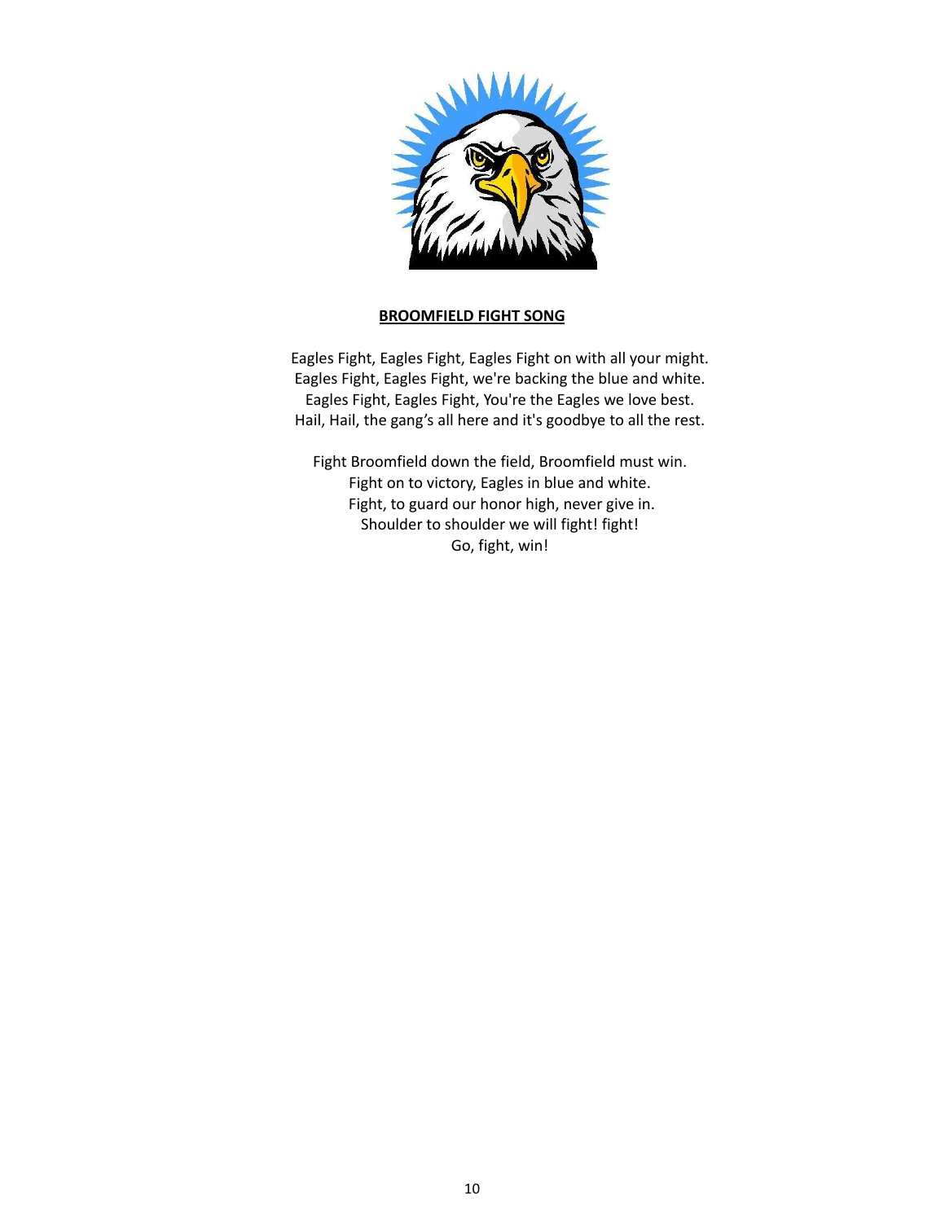## BROOMFIELD FIGHT SONG

Eagles Fight, Eagles Fight, Eagles Fight on with all your might.
Eagles Fight, Eagles Fight, we're backing the blue and white.
Eagles Fight, Eagles Fight, You're the Eagles we love best.
Hail, Hail, the gang's all here and it's goodbye to all the rest.

Fight Broomfield down the field, Broomfield must win.
Fight on to victory, Eagles in blue and white.
Fight, to guard our honor high, never give in.
Shoulder to shoulder we will fight! fight!
Go, fight, win!